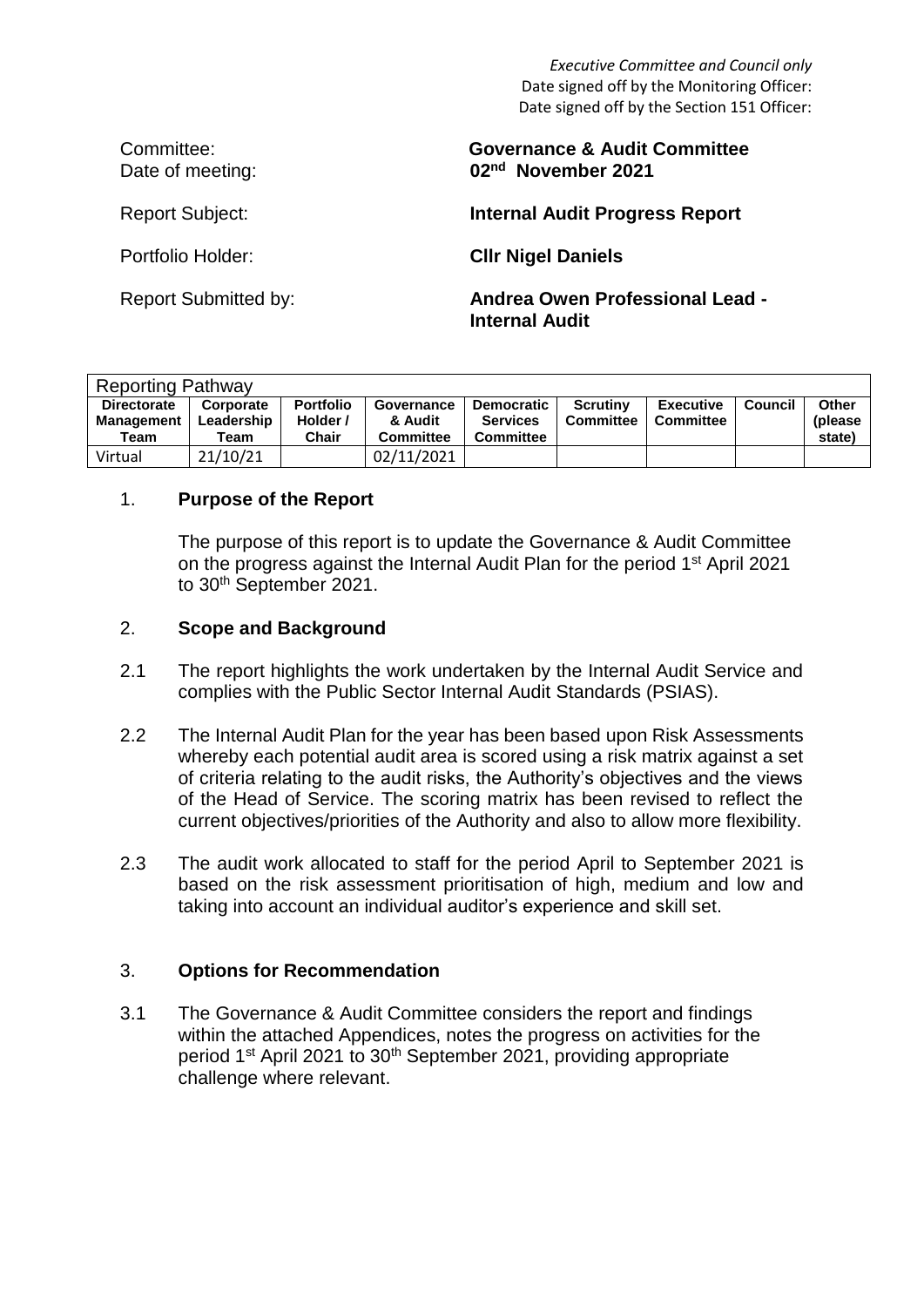*Executive Committee and Council only*
Date signed off by the Monitoring Officer:
Date signed off by the Section 151 Officer:

| | |
|---|---|
| Committee: | **Governance & Audit Committee** |
| Date of meeting: | **02nd November 2021** |
| Report Subject: | **Internal Audit Progress Report** |
| Portfolio Holder: | **Cllr Nigel Daniels** |
| Report Submitted by: | **Andrea Owen Professional Lead - Internal Audit** |

| Reporting Pathway | | | | | | | | |
|---|---|---|---|---|---|---|---|---|
| **Directorate Management Team** | **Corporate Leadership Team** | **Portfolio Holder / Chair** | **Governance & Audit Committee** | **Democratic Services Committee** | **Scrutiny Committee** | **Executive Committee** | **Council** | **Other (please state)** |
| Virtual | 21/10/21 | | 02/11/2021 | | | | | |

## 1. **Purpose of the Report**

The purpose of this report is to update the Governance & Audit Committee on the progress against the Internal Audit Plan for the period 1st April 2021 to 30th September 2021.

## 2. **Scope and Background**

2.1 The report highlights the work undertaken by the Internal Audit Service and complies with the Public Sector Internal Audit Standards (PSIAS).

2.2 The Internal Audit Plan for the year has been based upon Risk Assessments whereby each potential audit area is scored using a risk matrix against a set of criteria relating to the audit risks, the Authority's objectives and the views of the Head of Service. The scoring matrix has been revised to reflect the current objectives/priorities of the Authority and also to allow more flexibility.

2.3 The audit work allocated to staff for the period April to September 2021 is based on the risk assessment prioritisation of high, medium and low and taking into account an individual auditor's experience and skill set.

## 3. **Options for Recommendation**

3.1 The Governance & Audit Committee considers the report and findings within the attached Appendices, notes the progress on activities for the period 1st April 2021 to 30th September 2021, providing appropriate challenge where relevant.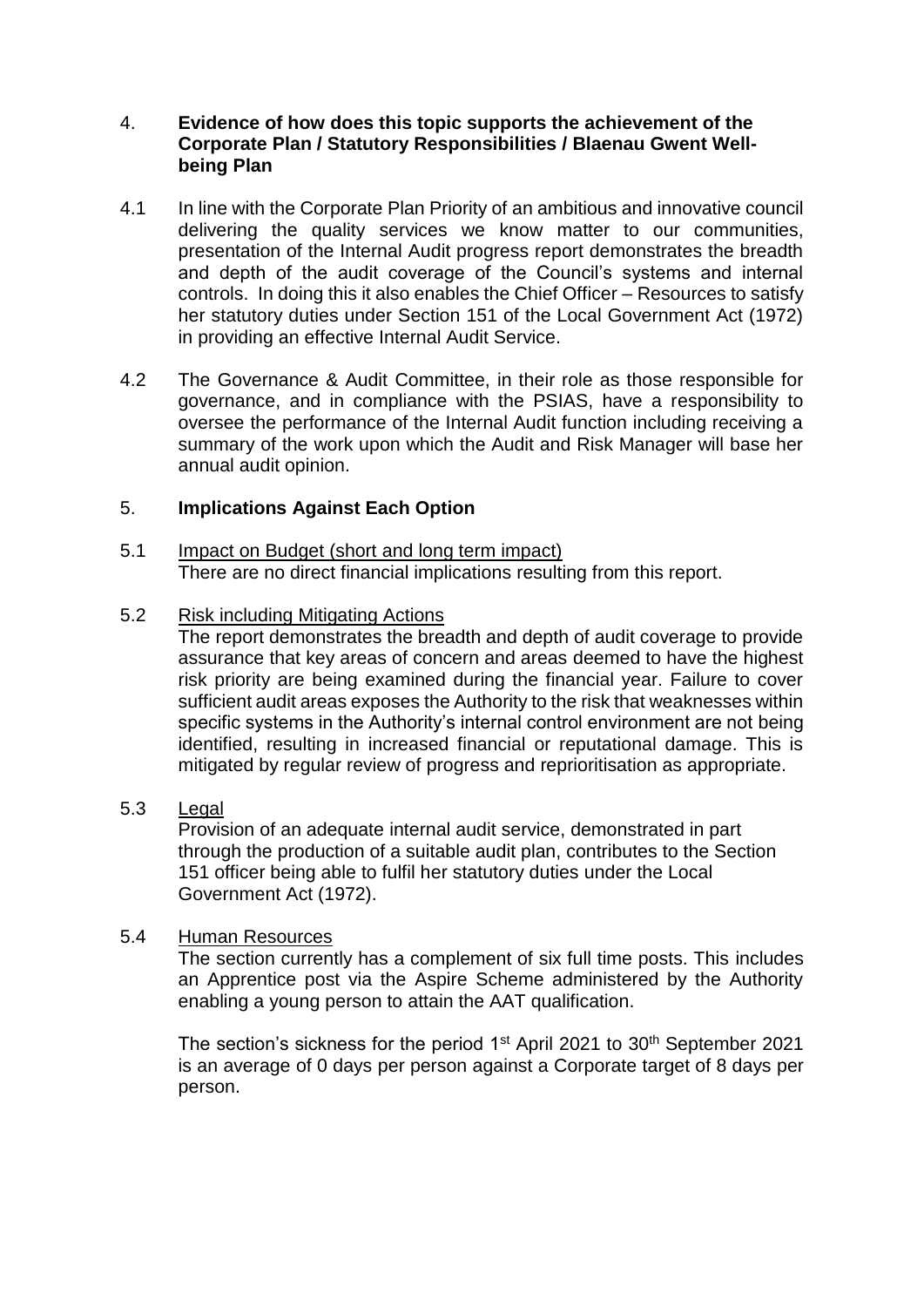4. **Evidence of how does this topic supports the achievement of the Corporate Plan / Statutory Responsibilities / Blaenau Gwent Well-being Plan**

4.1 In line with the Corporate Plan Priority of an ambitious and innovative council delivering the quality services we know matter to our communities, presentation of the Internal Audit progress report demonstrates the breadth and depth of the audit coverage of the Council's systems and internal controls. In doing this it also enables the Chief Officer – Resources to satisfy her statutory duties under Section 151 of the Local Government Act (1972) in providing an effective Internal Audit Service.

4.2 The Governance & Audit Committee, in their role as those responsible for governance, and in compliance with the PSIAS, have a responsibility to oversee the performance of the Internal Audit function including receiving a summary of the work upon which the Audit and Risk Manager will base her annual audit opinion.

5. **Implications Against Each Option**

5.1 Impact on Budget (short and long term impact)

There are no direct financial implications resulting from this report.

5.2 Risk including Mitigating Actions

The report demonstrates the breadth and depth of audit coverage to provide assurance that key areas of concern and areas deemed to have the highest risk priority are being examined during the financial year. Failure to cover sufficient audit areas exposes the Authority to the risk that weaknesses within specific systems in the Authority's internal control environment are not being identified, resulting in increased financial or reputational damage. This is mitigated by regular review of progress and reprioritisation as appropriate.

5.3 Legal

Provision of an adequate internal audit service, demonstrated in part through the production of a suitable audit plan, contributes to the Section 151 officer being able to fulfil her statutory duties under the Local Government Act (1972).

5.4 Human Resources

The section currently has a complement of six full time posts. This includes an Apprentice post via the Aspire Scheme administered by the Authority enabling a young person to attain the AAT qualification.

The section's sickness for the period 1st April 2021 to 30th September 2021 is an average of 0 days per person against a Corporate target of 8 days per person.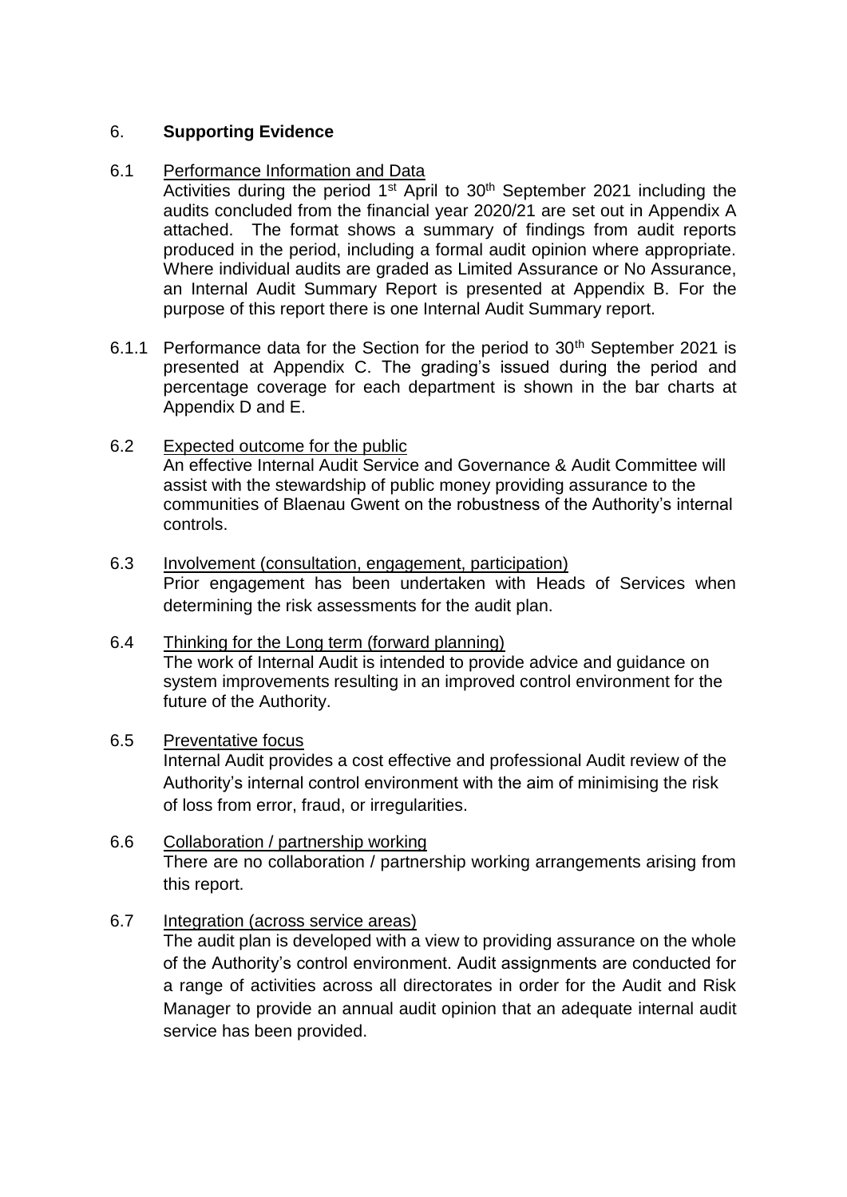## 6. **Supporting Evidence**

6.1 Performance Information and Data

Activities during the period 1st April to 30th September 2021 including the audits concluded from the financial year 2020/21 are set out in Appendix A attached. The format shows a summary of findings from audit reports produced in the period, including a formal audit opinion where appropriate. Where individual audits are graded as Limited Assurance or No Assurance, an Internal Audit Summary Report is presented at Appendix B. For the purpose of this report there is one Internal Audit Summary report.

6.1.1 Performance data for the Section for the period to 30th September 2021 is presented at Appendix C. The grading's issued during the period and percentage coverage for each department is shown in the bar charts at Appendix D and E.

6.2 Expected outcome for the public

An effective Internal Audit Service and Governance & Audit Committee will assist with the stewardship of public money providing assurance to the communities of Blaenau Gwent on the robustness of the Authority's internal controls.

6.3 Involvement (consultation, engagement, participation)

Prior engagement has been undertaken with Heads of Services when determining the risk assessments for the audit plan.

6.4 Thinking for the Long term (forward planning)

The work of Internal Audit is intended to provide advice and guidance on system improvements resulting in an improved control environment for the future of the Authority.

6.5 Preventative focus

Internal Audit provides a cost effective and professional Audit review of the Authority's internal control environment with the aim of minimising the risk of loss from error, fraud, or irregularities.

6.6 Collaboration / partnership working

There are no collaboration / partnership working arrangements arising from this report.

6.7 Integration (across service areas)

The audit plan is developed with a view to providing assurance on the whole of the Authority's control environment. Audit assignments are conducted for a range of activities across all directorates in order for the Audit and Risk Manager to provide an annual audit opinion that an adequate internal audit service has been provided.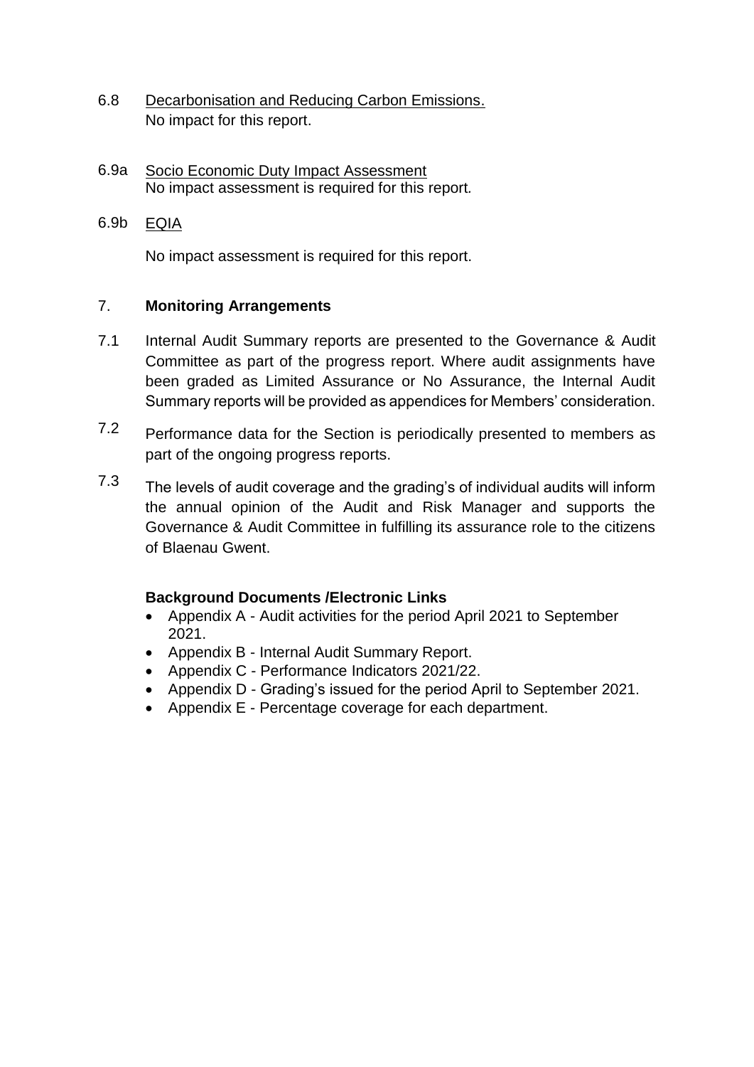6.8 Decarbonisation and Reducing Carbon Emissions.
No impact for this report.

6.9a Socio Economic Duty Impact Assessment
No impact assessment is required for this report.

6.9b EQIA

No impact assessment is required for this report.

## 7. **Monitoring Arrangements**

7.1 Internal Audit Summary reports are presented to the Governance & Audit Committee as part of the progress report. Where audit assignments have been graded as Limited Assurance or No Assurance, the Internal Audit Summary reports will be provided as appendices for Members' consideration.

7.2 Performance data for the Section is periodically presented to members as part of the ongoing progress reports.

7.3 The levels of audit coverage and the grading's of individual audits will inform the annual opinion of the Audit and Risk Manager and supports the Governance & Audit Committee in fulfilling its assurance role to the citizens of Blaenau Gwent.

**Background Documents /Electronic Links**

- Appendix A - Audit activities for the period April 2021 to September 2021.
- Appendix B - Internal Audit Summary Report.
- Appendix C - Performance Indicators 2021/22.
- Appendix D - Grading's issued for the period April to September 2021.
- Appendix E - Percentage coverage for each department.